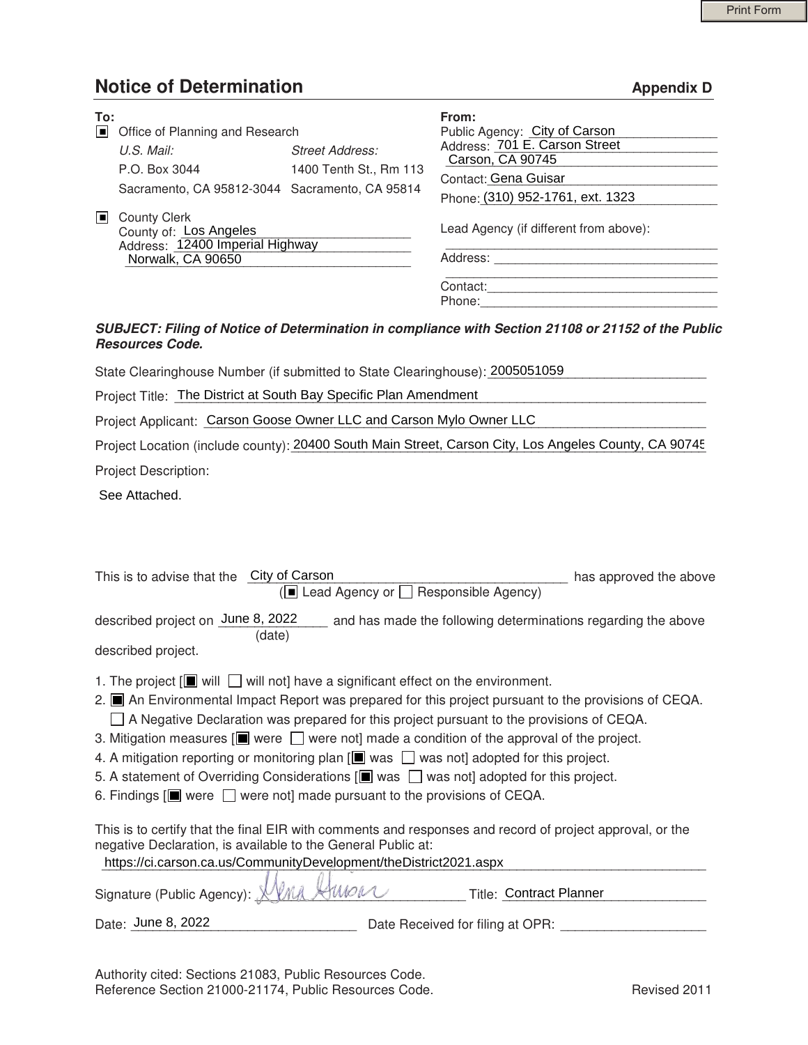# Notice of Determination

**Appendix D**

**To:**

- [■] Office of Planning and Research

| *U.S. Mail:* | *Street Address:* |
|---|---|
| P.O. Box 3044 | 1400 Tenth St., Rm 113 |
| Sacramento, CA 95812-3044 | Sacramento, CA 95814 |

- [■] County Clerk
  County of: Los Angeles
  Address: 12400 Imperial Highway
  Norwalk, CA 90650

**From:**

Public Agency: City of Carson
Address: 701 E. Carson Street
Carson, CA 90745
Contact: Gena Guisar
Phone: (310) 952-1761, ext. 1323

Lead Agency (if different from above):
Address:
Contact:
Phone:

***SUBJECT: Filing of Notice of Determination in compliance with Section 21108 or 21152 of the Public Resources Code.***

State Clearinghouse Number (if submitted to State Clearinghouse): 2005051059

Project Title: The District at South Bay Specific Plan Amendment

Project Applicant: Carson Goose Owner LLC and Carson Mylo Owner LLC

Project Location (include county): 20400 South Main Street, Carson City, Los Angeles County, CA 90745

Project Description:

See Attached.

This is to advise that the City of Carson ([■] Lead Agency or [ ] Responsible Agency) has approved the above described project on June 8, 2022 (date) and has made the following determinations regarding the above described project.

1. The project [■ will [ ] will not] have a significant effect on the environment.
2. [■] An Environmental Impact Report was prepared for this project pursuant to the provisions of CEQA.
   [ ] A Negative Declaration was prepared for this project pursuant to the provisions of CEQA.
3. Mitigation measures [■ were [ ] were not] made a condition of the approval of the project.
4. A mitigation reporting or monitoring plan [■ was [ ] was not] adopted for this project.
5. A statement of Overriding Considerations [■ was [ ] was not] adopted for this project.
6. Findings [■ were [ ] were not] made pursuant to the provisions of CEQA.

This is to certify that the final EIR with comments and responses and record of project approval, or the negative Declaration, is available to the General Public at:
https://ci.carson.ca.us/CommunityDevelopment/theDistrict2021.aspx

Signature (Public Agency): [signature] Title: Contract Planner

Date: June 8, 2022 Date Received for filing at OPR:

Authority cited: Sections 21083, Public Resources Code.
Reference Section 21000-21174, Public Resources Code.

Revised 2011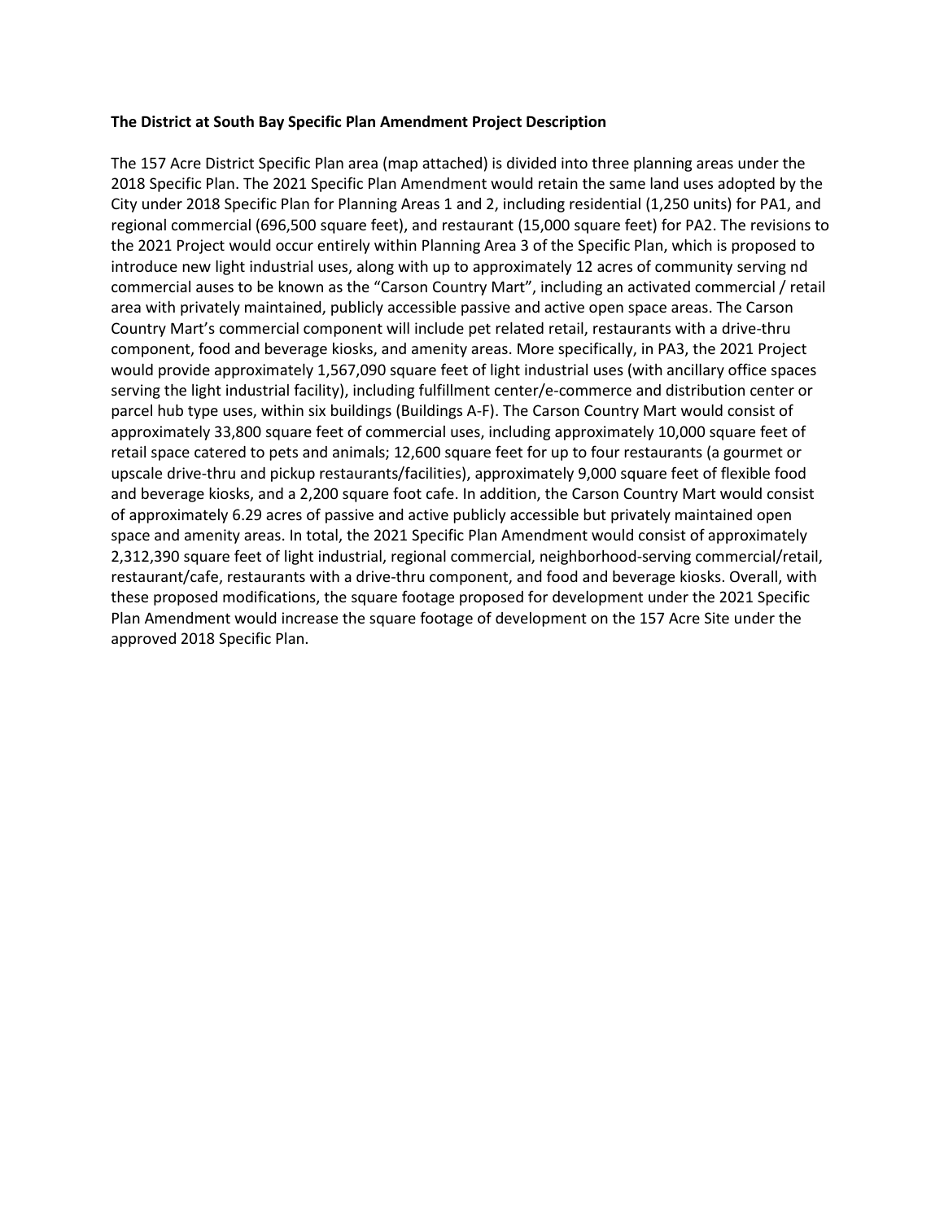**The District at South Bay Specific Plan Amendment Project Description**

The 157 Acre District Specific Plan area (map attached) is divided into three planning areas under the 2018 Specific Plan. The 2021 Specific Plan Amendment would retain the same land uses adopted by the City under 2018 Specific Plan for Planning Areas 1 and 2, including residential (1,250 units) for PA1, and regional commercial (696,500 square feet), and restaurant (15,000 square feet) for PA2. The revisions to the 2021 Project would occur entirely within Planning Area 3 of the Specific Plan, which is proposed to introduce new light industrial uses, along with up to approximately 12 acres of community serving nd commercial auses to be known as the "Carson Country Mart", including an activated commercial / retail area with privately maintained, publicly accessible passive and active open space areas. The Carson Country Mart's commercial component will include pet related retail, restaurants with a drive-thru component, food and beverage kiosks, and amenity areas. More specifically, in PA3, the 2021 Project would provide approximately 1,567,090 square feet of light industrial uses (with ancillary office spaces serving the light industrial facility), including fulfillment center/e-commerce and distribution center or parcel hub type uses, within six buildings (Buildings A-F). The Carson Country Mart would consist of approximately 33,800 square feet of commercial uses, including approximately 10,000 square feet of retail space catered to pets and animals; 12,600 square feet for up to four restaurants (a gourmet or upscale drive-thru and pickup restaurants/facilities), approximately 9,000 square feet of flexible food and beverage kiosks, and a 2,200 square foot cafe. In addition, the Carson Country Mart would consist of approximately 6.29 acres of passive and active publicly accessible but privately maintained open space and amenity areas. In total, the 2021 Specific Plan Amendment would consist of approximately 2,312,390 square feet of light industrial, regional commercial, neighborhood-serving commercial/retail, restaurant/cafe, restaurants with a drive-thru component, and food and beverage kiosks. Overall, with these proposed modifications, the square footage proposed for development under the 2021 Specific Plan Amendment would increase the square footage of development on the 157 Acre Site under the approved 2018 Specific Plan.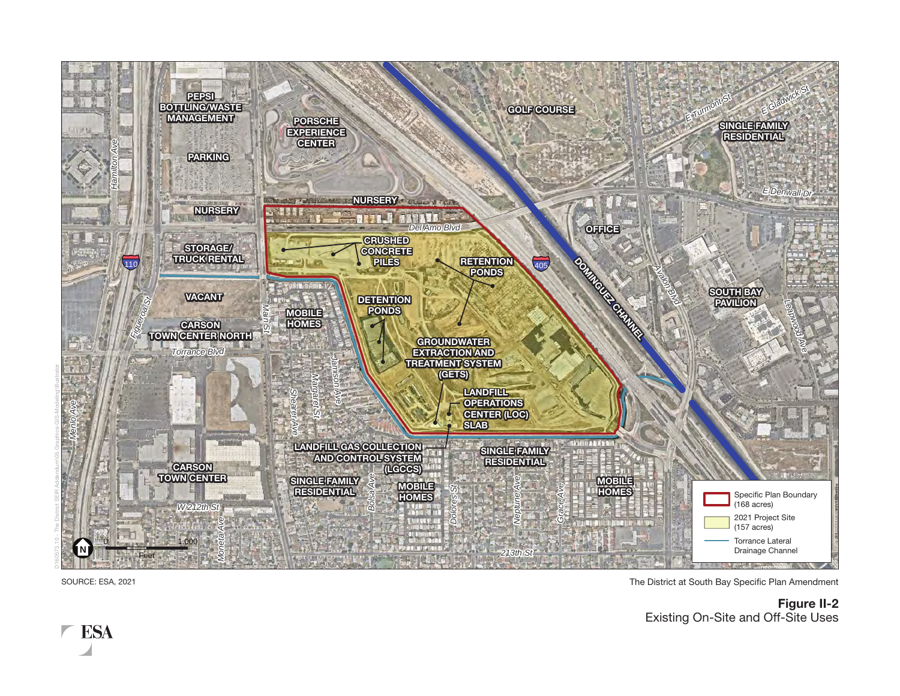PEPSI BOTTLING/WASTE MANAGEMENT

PORSCHE EXPERIENCE CENTER

PARKING

GOLF COURSE

E Turmont St

E Gladwick St

SINGLE FAMILY RESIDENTIAL

E Denwall Dr

NURSERY

NURSERY

Del Amo Blvd

OFFICE

CRUSHED CONCRETE PILES

STORAGE/ TRUCK RENTAL

RETENTION PONDS

110

405

DOMINGUEZ CHANNEL

Avalon Blvd

VACANT

MOBILE HOMES

DETENTION PONDS

SOUTH BAY PAVILION

CARSON TOWN CENTER NORTH

Main St

Figueroa St

Hamilton Ave

Leapwood Ave

GROUNDWATER EXTRACTION AND TREATMENT SYSTEM (GETS)

Torrance Blvd

Jamison Ave

Margaret St

Shearer Ave

Menlo Ave

LANDFILL OPERATIONS CENTER (LOC) SLAB

LANDFILL GAS COLLECTION AND CONTROL SYSTEM (LGCCS)

SINGLE FAMILY RESIDENTIAL

CARSON TOWN CENTER

SINGLE FAMILY RESIDENTIAL

MOBILE HOMES

MOBILE HOMES

Bolsa Ave

Dolores St

Neptune Ave

Grace Ave

W 212th St

Moneta Ave

213th St

N

0

1,000

Feet

Specific Plan Boundary (168 acres)

2021 Project Site (157 acres)

Torrance Lateral Drainage Channel

D160573.10 - The District SEIR Addendum\05 Graphics-GIS-Modeling\Illustrator

SOURCE: ESA, 2021

The District at South Bay Specific Plan Amendment

**Figure II-2**
Existing On-Site and Off-Site Uses

ESA